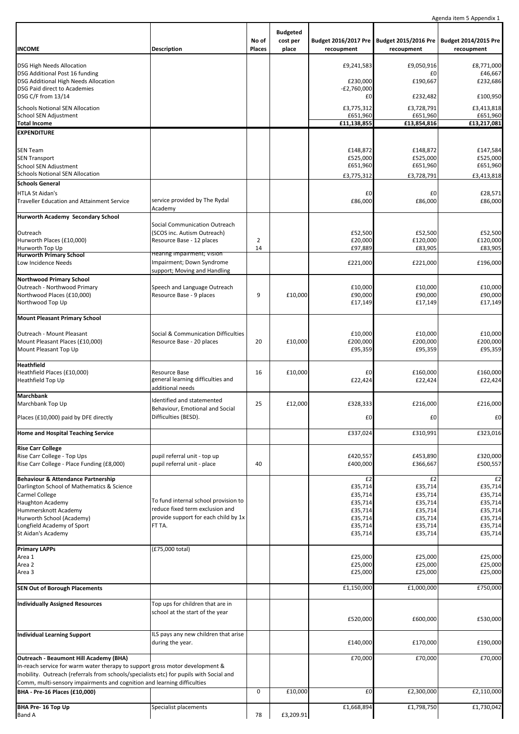Agenda item 5 Appendix 1

| INCOME | Description | No of Places | Budgeted cost per place | Budget 2016/2017 Pre recoupment | Budget 2015/2016 Pre recoupment | Budget 2014/2015 Pre recoupment |
|---|---|---|---|---|---|---|
| DSG High Needs Allocation | | | | £9,241,583 | £9,050,916 | £8,771,000 |
| DSG Additional Post 16 funding | | | | | £0 | £46,667 |
| DSG Additional High Needs Allocation | | | | £230,000 | £190,667 | £232,686 |
| DSG Paid direct to Academies | | | | -£2,760,000 | | |
| DSG C/F from 13/14 | | | | £0 | £232,482 | £100,950 |
| Schools Notional SEN Allocation | | | | £3,775,312 | £3,728,791 | £3,413,818 |
| School SEN Adjustment | | | | £651,960 | £651,960 | £651,960 |
| **Total Income** | | | | **£11,138,855** | **£13,854,816** | **£13,217,081** |
| **EXPENDITURE** | | | | | | |
| SEN Team | | | | £148,872 | £148,872 | £147,584 |
| SEN Transport | | | | £525,000 | £525,000 | £525,000 |
| School SEN Adjustment | | | | £651,960 | £651,960 | £651,960 |
| Schools Notional SEN Allocation | | | | £3,775,312 | £3,728,791 | £3,413,818 |
| **Schools General** | | | | | | |
| HTLA St Aidan's | | | | £0 | £0 | £28,571 |
| Traveller Education and Attainment Service | service provided by The Rydal Academy | | | £86,000 | £86,000 | £86,000 |
| **Hurworth Academy Secondary School** | | | | | | |
| Outreach | Social Communication Outreach (SCOS inc. Autism Outreach) | | | £52,500 | £52,500 | £52,500 |
| Hurworth Places (£10,000) | Resource Base - 12 places | 2 | | £20,000 | £120,000 | £120,000 |
| Hurworth Top Up | | 14 | | £97,889 | £83,905 | £83,905 |
| **Hurworth Primary School** | | | | | | |
| Low Incidence Needs | Hearing Impairment; Vision Impairment; Down Syndrome support; Moving and Handling | | | £221,000 | £221,000 | £196,000 |
| **Northwood Primary School** | | | | | | |
| Outreach - Northwood Primary | Speech and Language Outreach | | | £10,000 | £10,000 | £10,000 |
| Northwood Places (£10,000) | Resource Base - 9 places | 9 | £10,000 | £90,000 | £90,000 | £90,000 |
| Northwood Top Up | | | | £17,149 | £17,149 | £17,149 |
| **Mount Pleasant Primary School** | | | | | | |
| Outreach - Mount Pleasant | Social & Communication Difficulties | | | £10,000 | £10,000 | £10,000 |
| Mount Pleasant Places (£10,000) | Resource Base - 20 places | 20 | £10,000 | £200,000 | £200,000 | £200,000 |
| Mount Pleasant Top Up | | | | £95,359 | £95,359 | £95,359 |
| **Heathfield** | | | | | | |
| Heathfield Places (£10,000) | Resource Base | 16 | £10,000 | £0 | £160,000 | £160,000 |
| Heathfield Top Up | general learning difficulties and additional needs | | | £22,424 | £22,424 | £22,424 |
| **Marchbank** | | | | | | |
| Marchbank Top Up | Identified and statemented Behaviour, Emotional and Social Difficulties (BESD). | 25 | £12,000 | £328,333 | £216,000 | £216,000 |
| Places (£10,000) paid by DFE directly | | | | £0 | £0 | £0 |
| **Home and Hospital Teaching Service** | | | | £337,024 | £310,991 | £323,016 |
| **Rise Carr College** | | | | | | |
| Rise Carr College - Top Ups | pupil referral unit - top up | | | £420,557 | £453,890 | £320,000 |
| Rise Carr College - Place Funding (£8,000) | pupil referral unit - place | 40 | | £400,000 | £366,667 | £500,557 |
| **Behaviour & Attendance Partnership** | | | | £2 | £2 | £2 |
| Darlington School of Mathematics & Science | To fund internal school provision to reduce fixed term exclusion and provide support for each child by 1x FT TA. | | | £35,714 | £35,714 | £35,714 |
| Carmel College | | | | £35,714 | £35,714 | £35,714 |
| Haughton Academy | | | | £35,714 | £35,714 | £35,714 |
| Hummersknott Academy | | | | £35,714 | £35,714 | £35,714 |
| Hurworth School (Academy) | | | | £35,714 | £35,714 | £35,714 |
| Longfield Academy of Sport | | | | £35,714 | £35,714 | £35,714 |
| St Aidan's Academy | | | | £35,714 | £35,714 | £35,714 |
| **Primary LAPPs** | (£75,000 total) | | | | | |
| Area 1 | | | | £25,000 | £25,000 | £25,000 |
| Area 2 | | | | £25,000 | £25,000 | £25,000 |
| Area 3 | | | | £25,000 | £25,000 | £25,000 |
| **SEN Out of Borough Placements** | | | | £1,150,000 | £1,000,000 | £750,000 |
| **Individually Assigned Resources** | Top ups for children that are in school at the start of the year | | | £520,000 | £600,000 | £530,000 |
| **Individual Learning Support** | ILS pays any new children that arise during the year. | | | £140,000 | £170,000 | £190,000 |
| **Outreach - Beaumont Hill Academy (BHA)** In-reach service for warm water therapy to support gross motor development & mobility. Outreach (referrals from schools/specialists etc) for pupils with Social and Comm, multi-sensory impairments and cognition and learning difficulties | | | | £70,000 | £70,000 | £70,000 |
| **BHA - Pre-16 Places (£10,000)** | | 0 | £10,000 | £0 | £2,300,000 | £2,110,000 |
| **BHA Pre- 16 Top Up** | Specialist placements | | | £1,668,894 | £1,798,750 | £1,730,042 |
| Band A | | 78 | £3,209.91 | | | |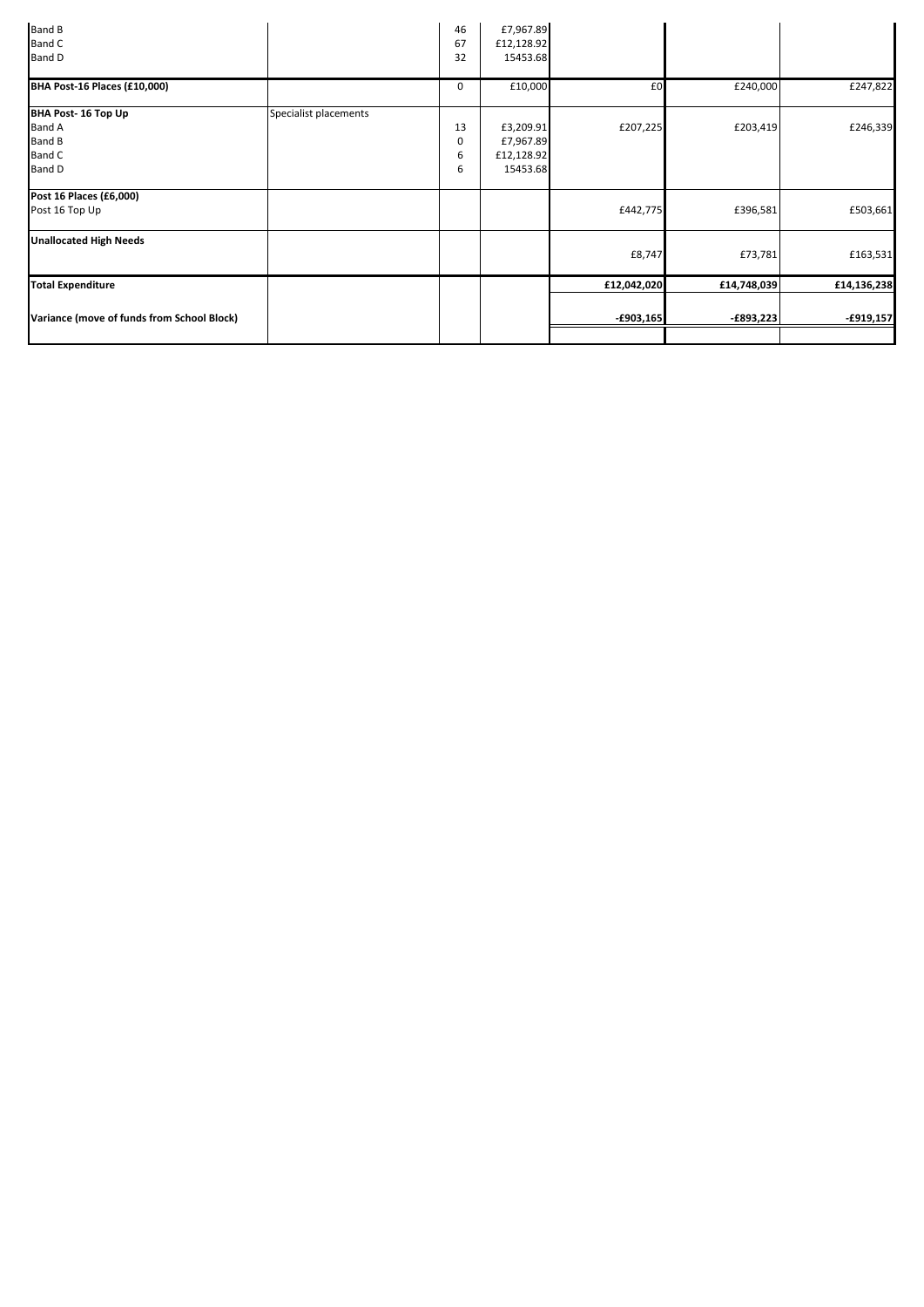| | | | | | | |
|---|---|---|---|---|---|---|
| Band B | | 46 | £7,967.89 | | | |
| Band C | | 67 | £12,128.92 | | | |
| Band D | | 32 | 15453.68 | | | |
| **BHA Post-16 Places (£10,000)** | | 0 | £10,000 | £0 | £240,000 | £247,822 |
| **BHA Post- 16 Top Up** | Specialist placements | | | | | |
| Band A | | 13 | £3,209.91 | £207,225 | £203,419 | £246,339 |
| Band B | | 0 | £7,967.89 | | | |
| Band C | | 6 | £12,128.92 | | | |
| Band D | | 6 | 15453.68 | | | |
| **Post 16 Places (£6,000)** | | | | | | |
| Post 16 Top Up | | | | £442,775 | £396,581 | £503,661 |
| **Unallocated High Needs** | | | | £8,747 | £73,781 | £163,531 |
| **Total Expenditure** | | | | **£12,042,020** | **£14,748,039** | **£14,136,238** |
| **Variance (move of funds from School Block)** | | | | **-£903,165** | **-£893,223** | **-£919,157** |